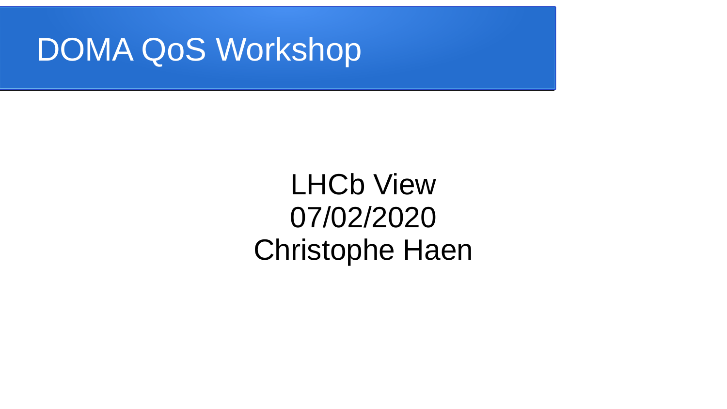# DOMA QoS Workshop

LHCb View

07/02/2020

Christophe Haen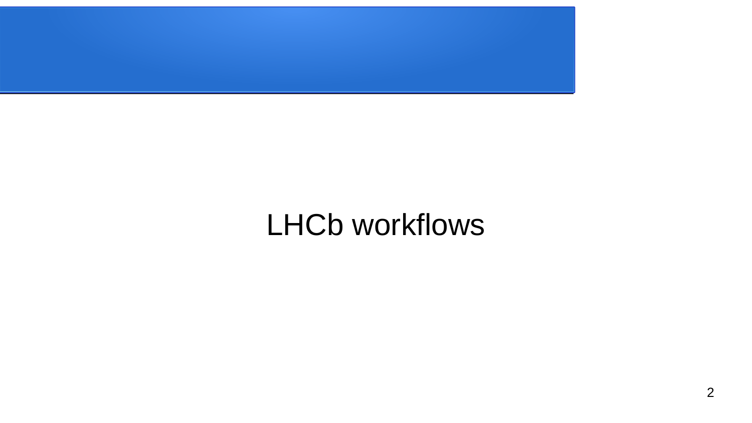# LHCb workflows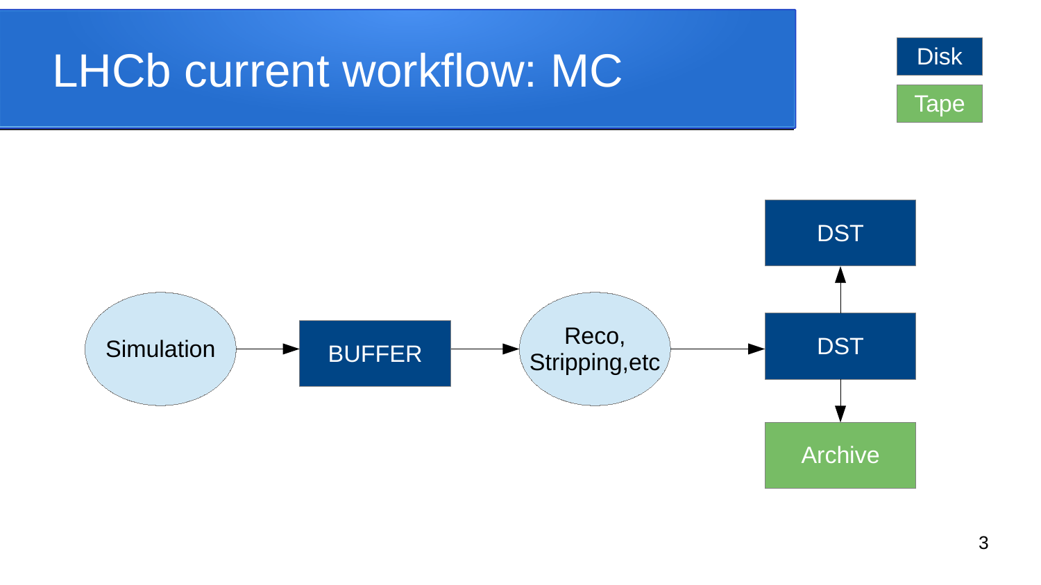# LHCb current workflow: MC

Disk

Tape

Simulation → BUFFER → Reco, Stripping,etc → DST

DST → DST

DST → Archive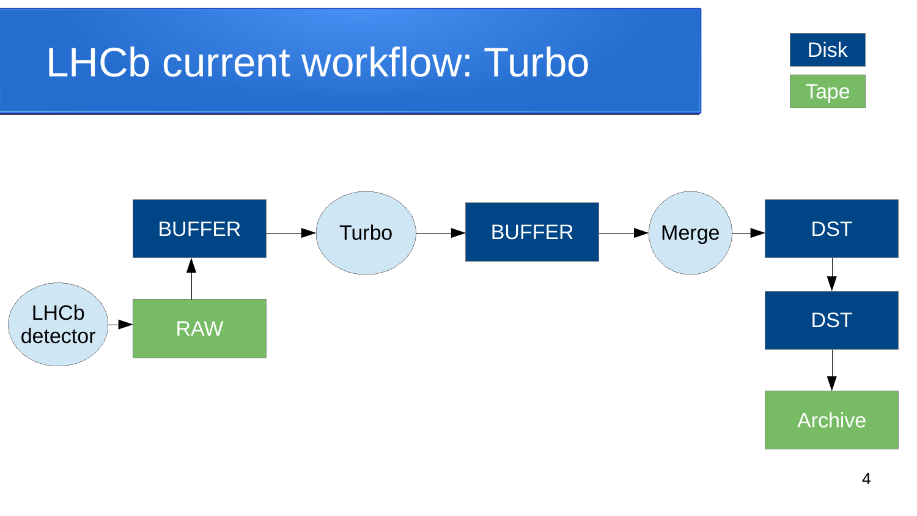# LHCb current workflow: Turbo

Disk

Tape

LHCb detector → RAW → BUFFER → Turbo → BUFFER → Merge → DST → DST → Archive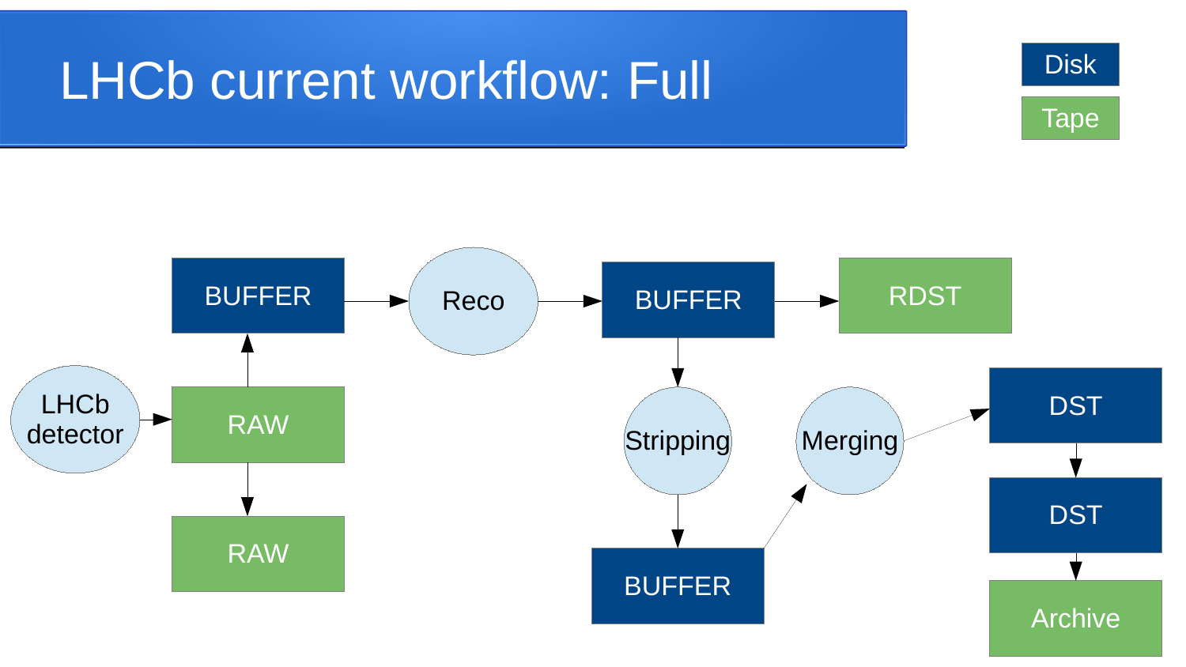# LHCb current workflow: Full

- Disk
- Tape

LHCb detector → RAW → BUFFER → Reco → BUFFER → RDST

RAW → RAW

BUFFER → Stripping → BUFFER → Merging → DST → DST → Archive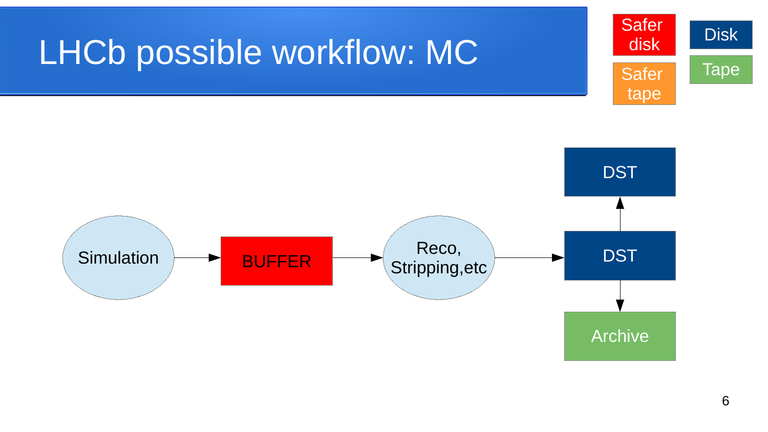# LHCb possible workflow: MC

Safer disk

Safer tape

Disk

Tape

Simulation → BUFFER → Reco, Stripping,etc → DST

DST → DST

DST → Archive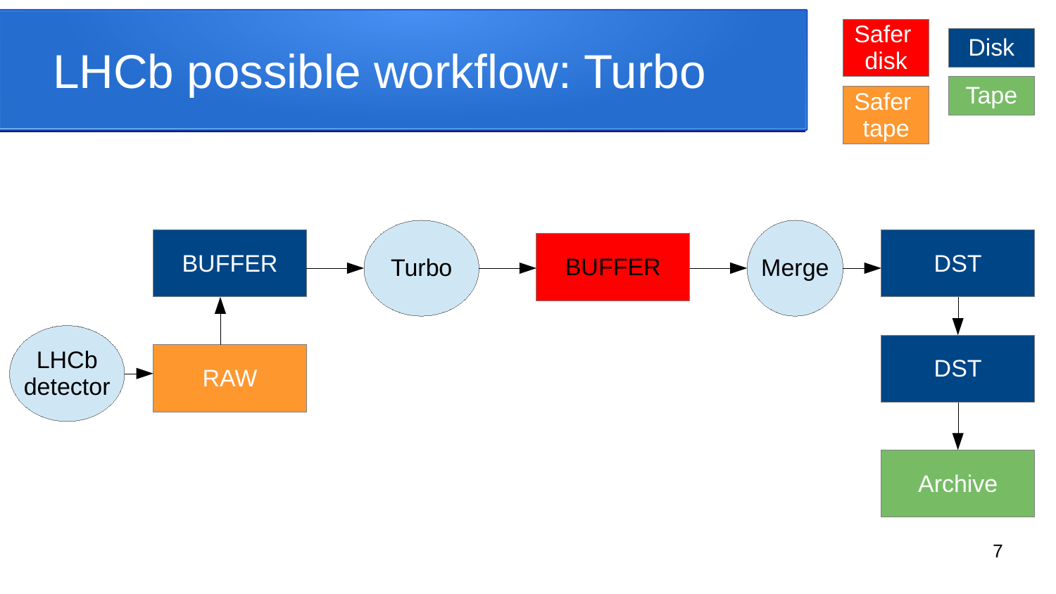# LHCb possible workflow: Turbo

Safer disk | Disk
Safer tape | Tape

LHCb detector → RAW → BUFFER → Turbo → BUFFER → Merge → DST → DST → Archive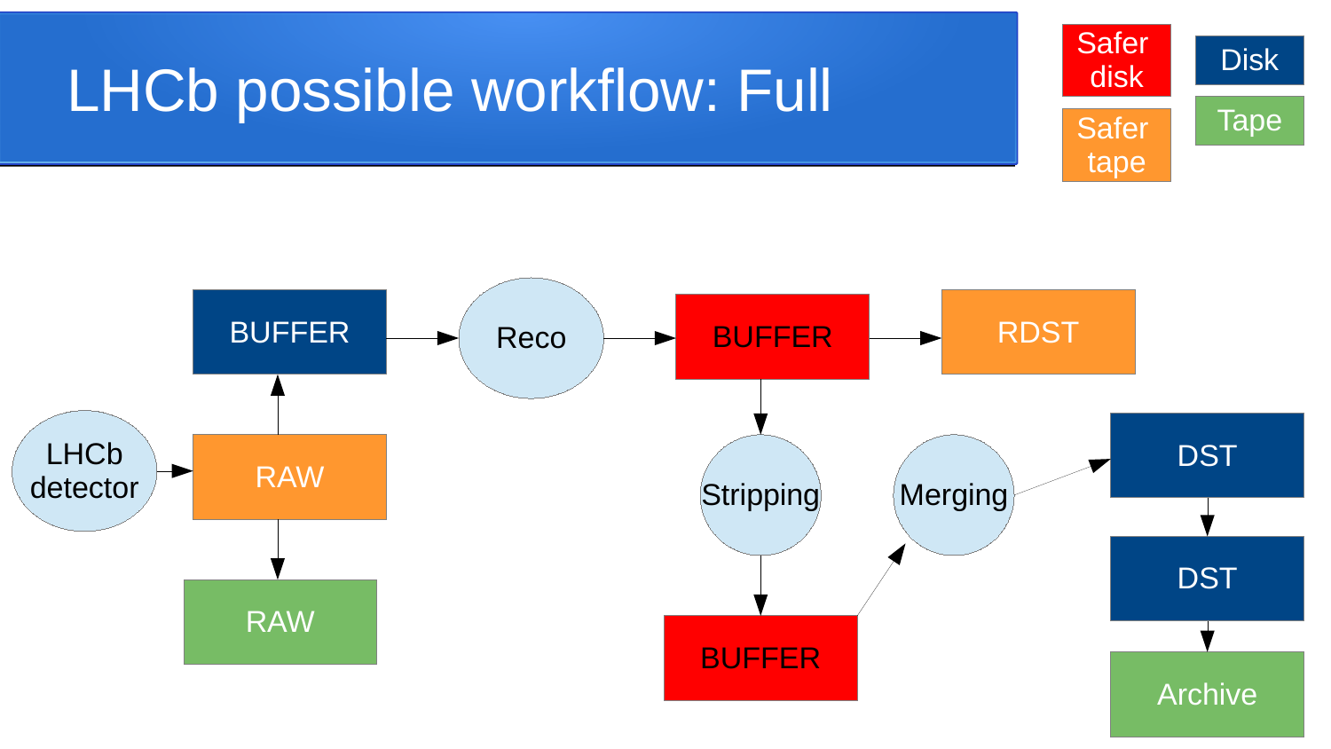# LHCb possible workflow: Full

Safer disk

Safer tape

Disk

Tape

LHCb detector → RAW

RAW → BUFFER

RAW → RAW

BUFFER → Reco → BUFFER → RDST

BUFFER → Stripping → BUFFER → Merging → DST → DST → Archive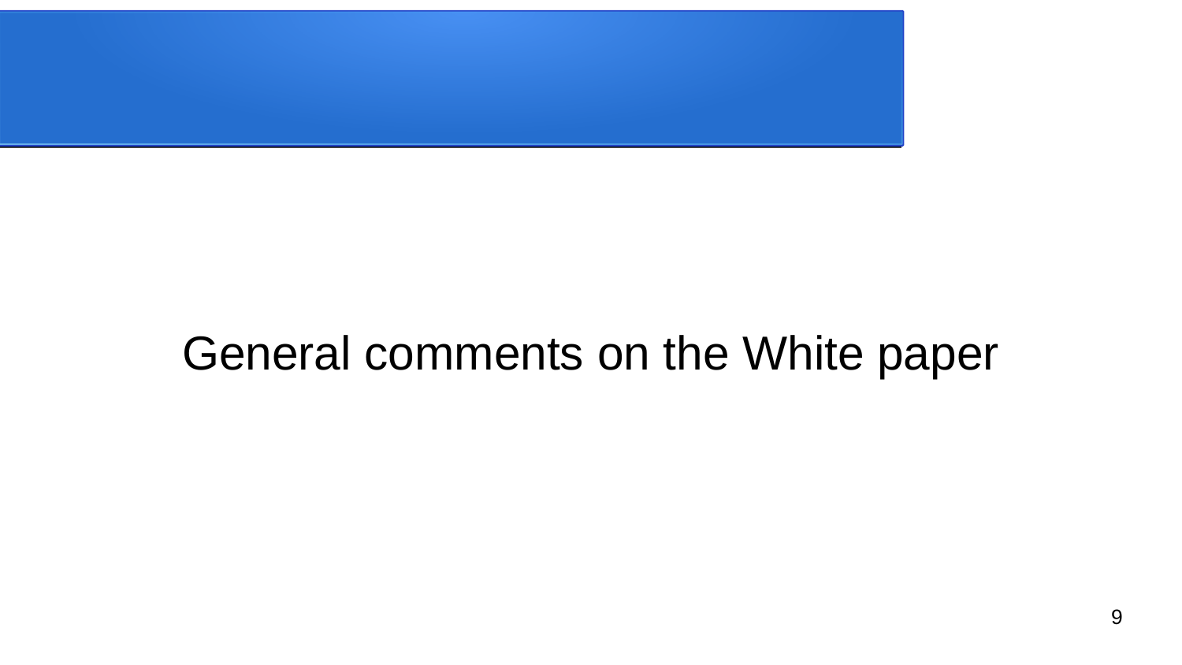# General comments on the White paper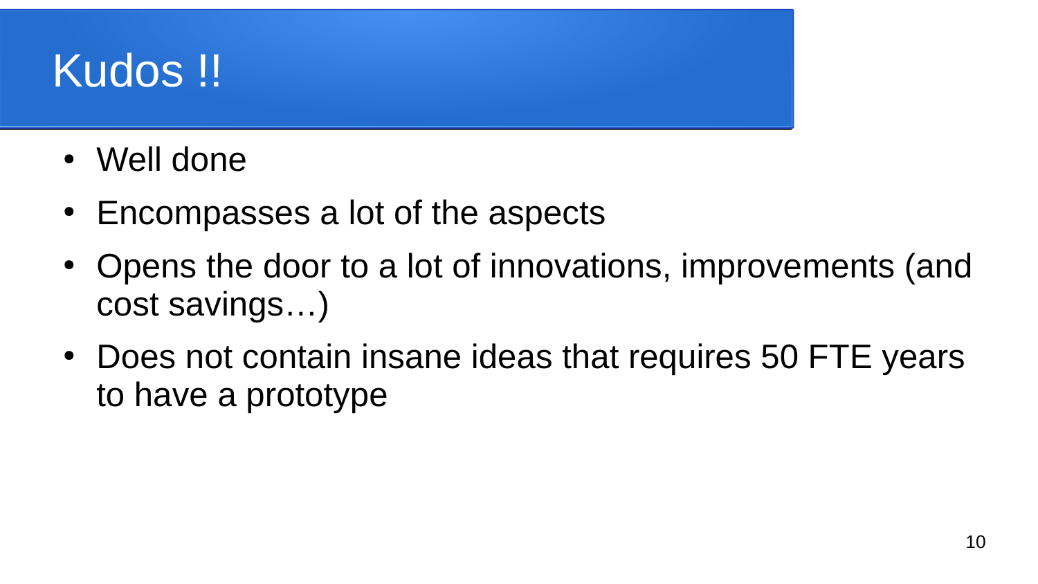# Kudos !!

- Well done
- Encompasses a lot of the aspects
- Opens the door to a lot of innovations, improvements (and cost savings…)
- Does not contain insane ideas that requires 50 FTE years to have a prototype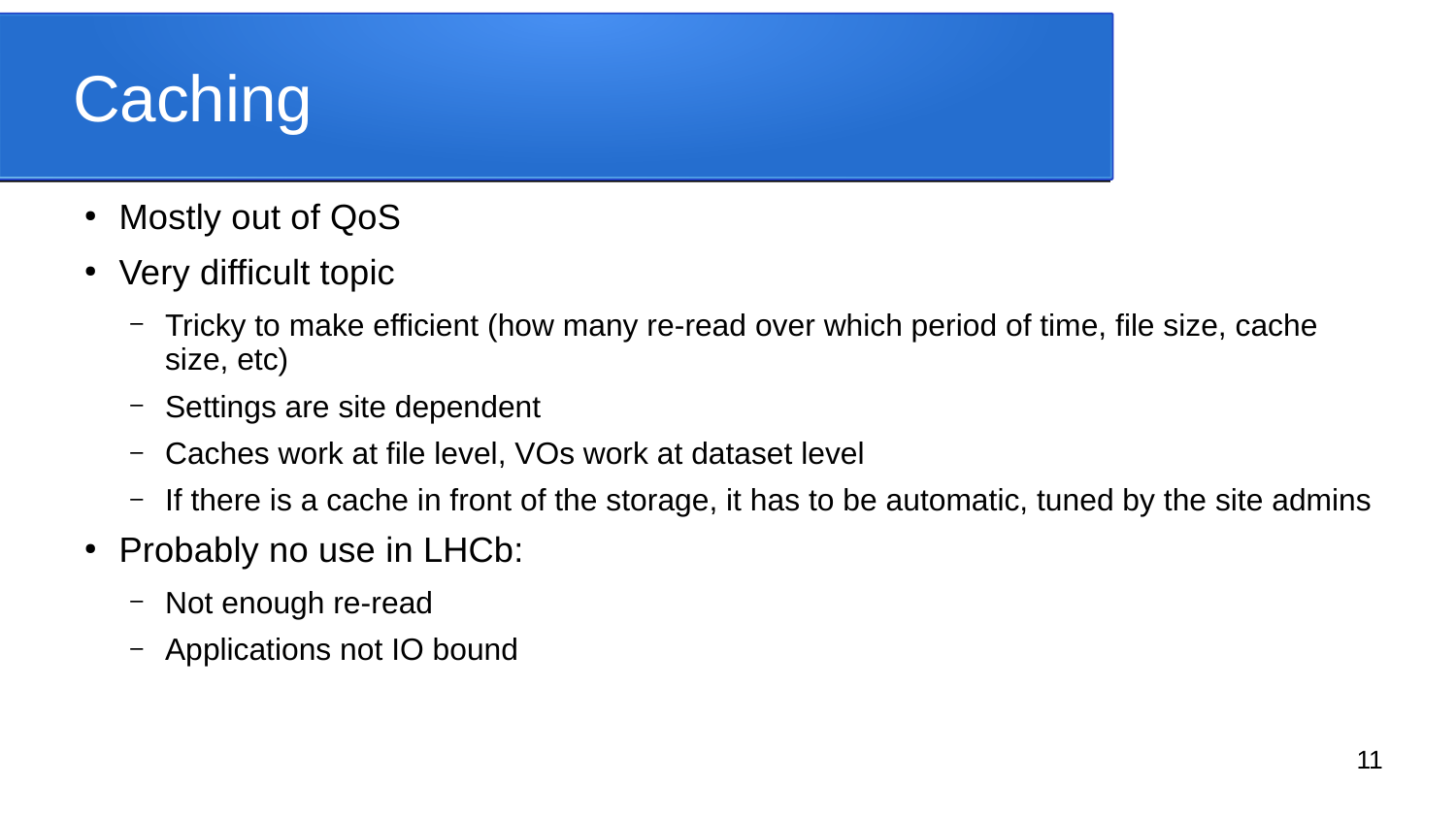# Caching

- Mostly out of QoS
- Very difficult topic
  - Tricky to make efficient (how many re-read over which period of time, file size, cache size, etc)
  - Settings are site dependent
  - Caches work at file level, VOs work at dataset level
  - If there is a cache in front of the storage, it has to be automatic, tuned by the site admins
- Probably no use in LHCb:
  - Not enough re-read
  - Applications not IO bound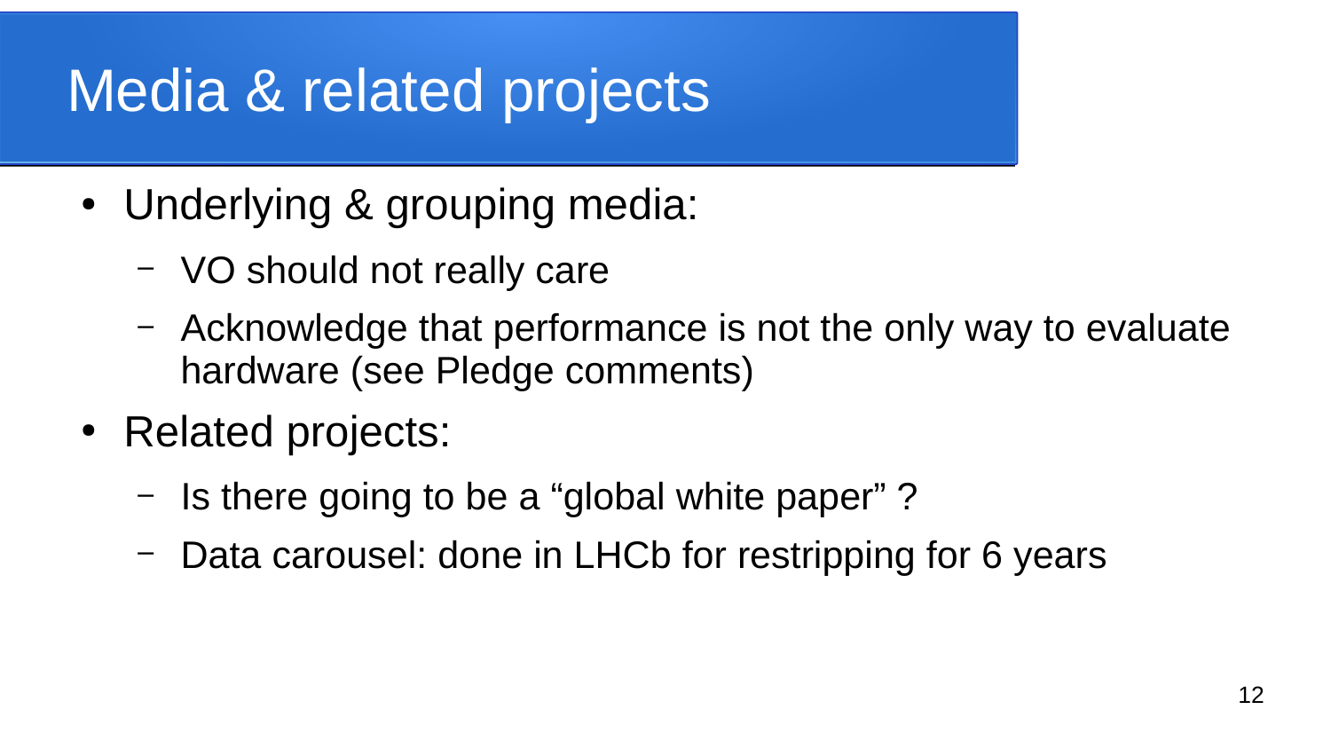# Media & related projects

- Underlying & grouping media:
  - VO should not really care
  - Acknowledge that performance is not the only way to evaluate hardware (see Pledge comments)
- Related projects:
  - Is there going to be a “global white paper” ?
  - Data carousel: done in LHCb for restripping for 6 years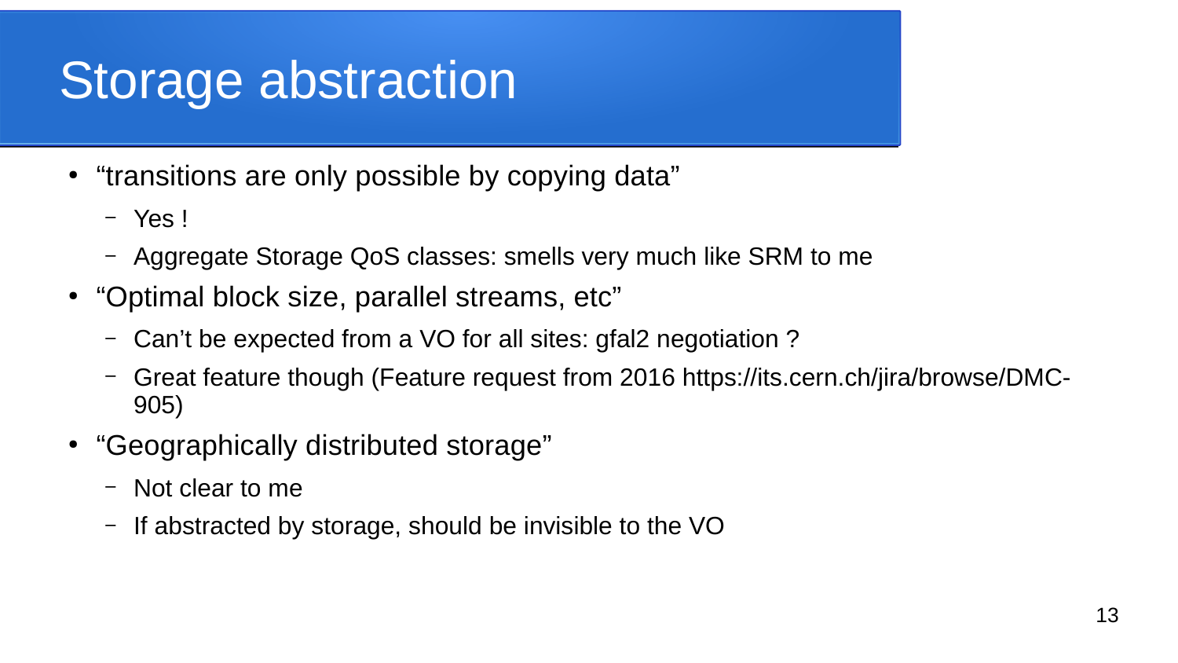# Storage abstraction

- “transitions are only possible by copying data”
  - Yes !
  - Aggregate Storage QoS classes: smells very much like SRM to me
- “Optimal block size, parallel streams, etc”
  - Can’t be expected from a VO for all sites: gfal2 negotiation ?
  - Great feature though (Feature request from 2016 https://its.cern.ch/jira/browse/DMC-905)
- “Geographically distributed storage”
  - Not clear to me
  - If abstracted by storage, should be invisible to the VO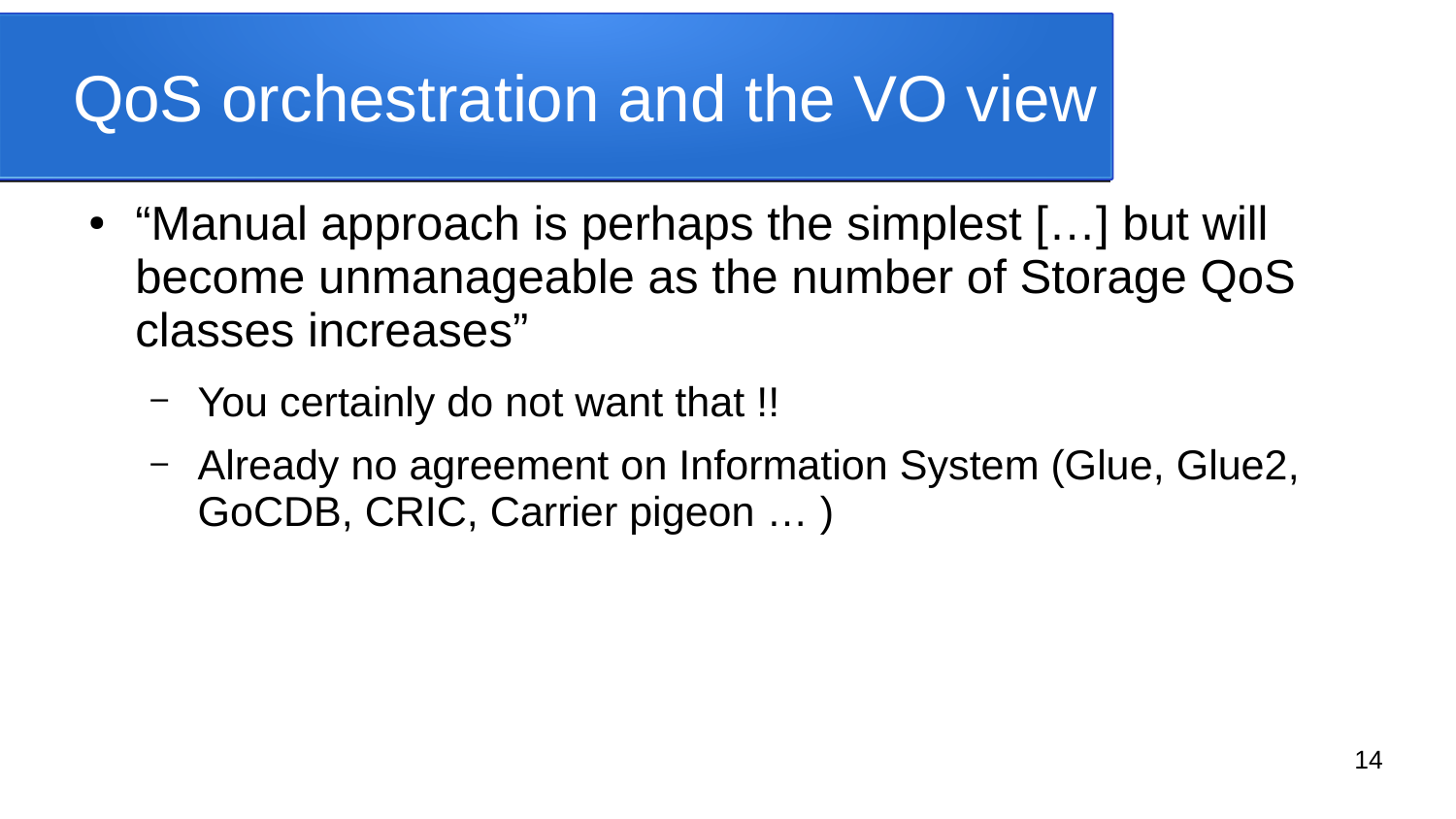# QoS orchestration and the VO view

- "Manual approach is perhaps the simplest […] but will become unmanageable as the number of Storage QoS classes increases"
  - You certainly do not want that !!
  - Already no agreement on Information System (Glue, Glue2, GoCDB, CRIC, Carrier pigeon … )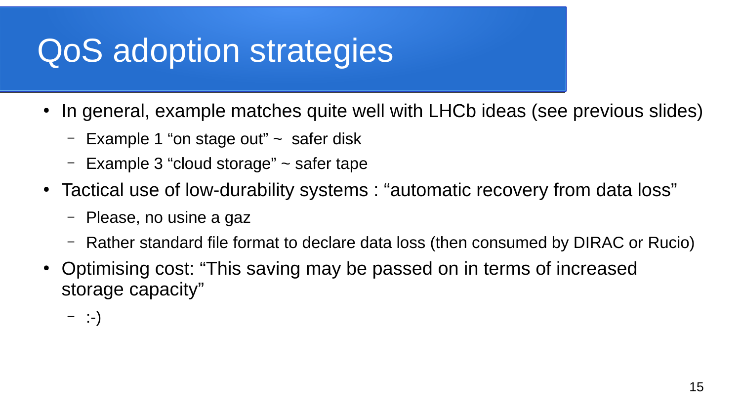# QoS adoption strategies

- In general, example matches quite well with LHCb ideas (see previous slides)
  - Example 1 “on stage out” ~  safer disk
  - Example 3 “cloud storage” ~ safer tape
- Tactical use of low-durability systems : “automatic recovery from data loss”
  - Please, no usine a gaz
  - Rather standard file format to declare data loss (then consumed by DIRAC or Rucio)
- Optimising cost: “This saving may be passed on in terms of increased storage capacity”
  - :-)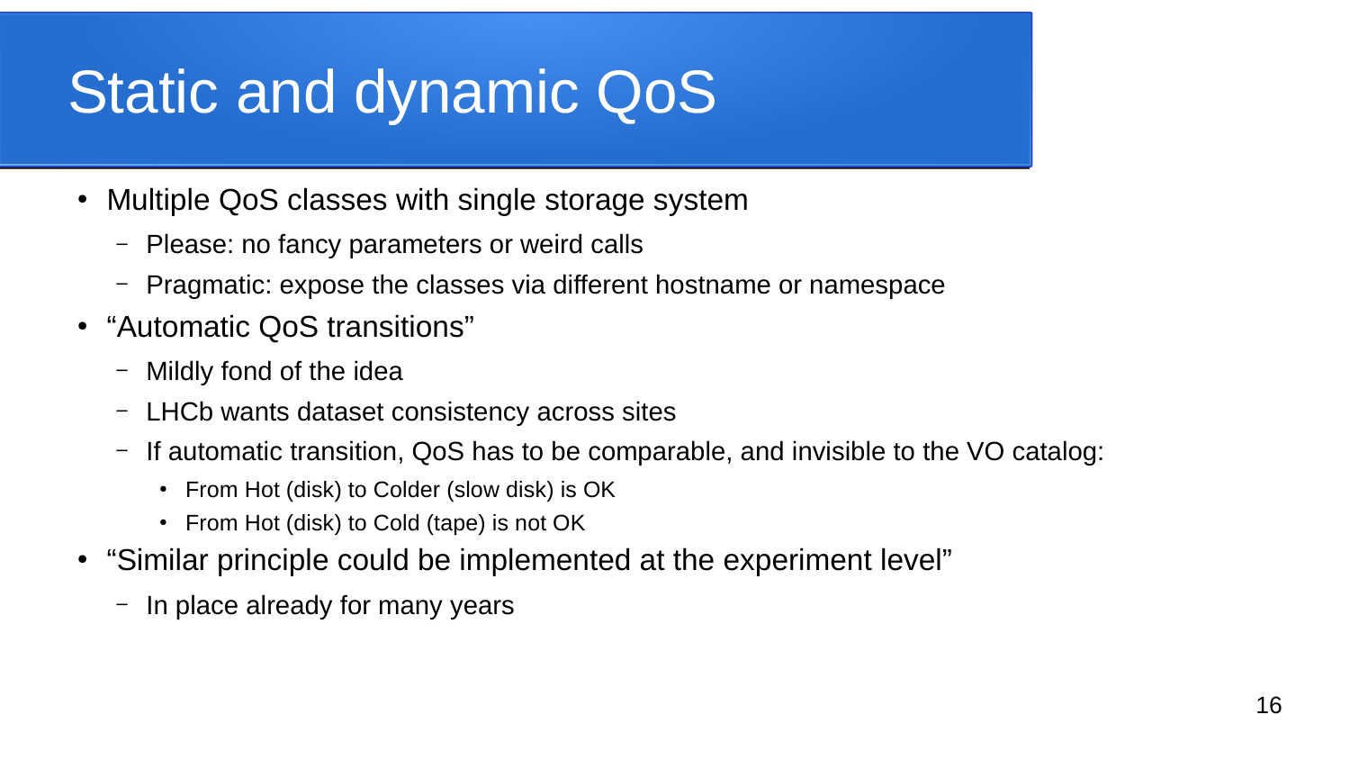# Static and dynamic QoS

- Multiple QoS classes with single storage system
  - Please: no fancy parameters or weird calls
  - Pragmatic: expose the classes via different hostname or namespace
- “Automatic QoS transitions”
  - Mildly fond of the idea
  - LHCb wants dataset consistency across sites
  - If automatic transition, QoS has to be comparable, and invisible to the VO catalog:
    - From Hot (disk) to Colder (slow disk) is OK
    - From Hot (disk) to Cold (tape) is not OK
- “Similar principle could be implemented at the experiment level”
  - In place already for many years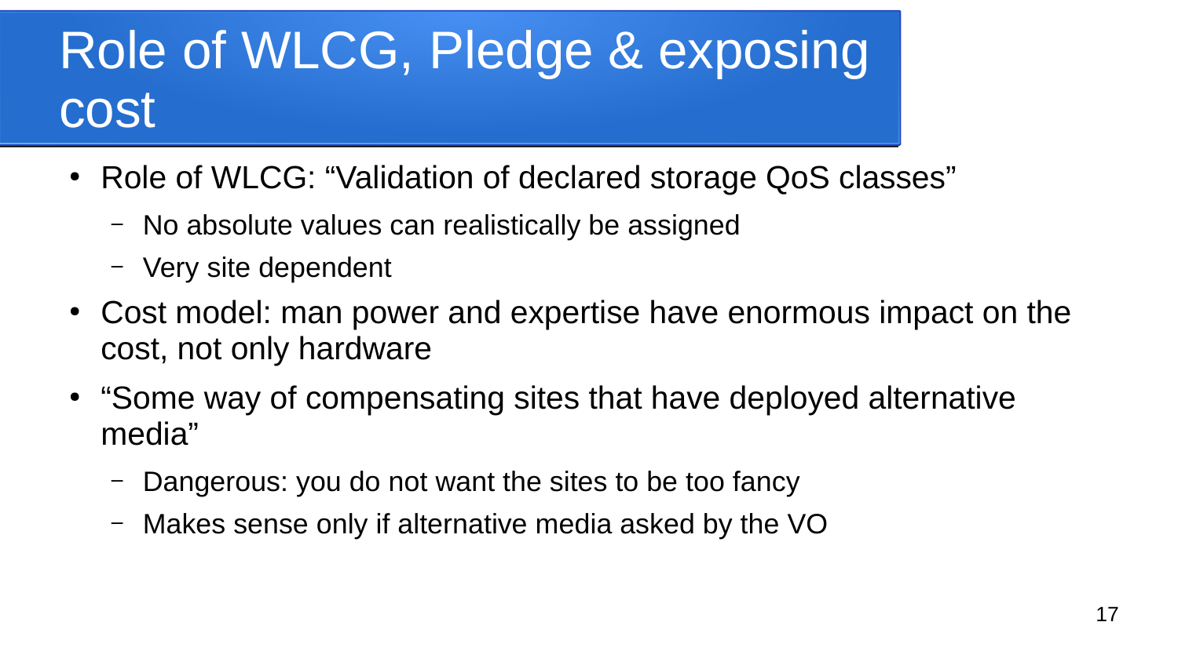# Role of WLCG, Pledge & exposing cost

- Role of WLCG: “Validation of declared storage QoS classes”
  - No absolute values can realistically be assigned
  - Very site dependent
- Cost model: man power and expertise have enormous impact on the cost, not only hardware
- “Some way of compensating sites that have deployed alternative media”
  - Dangerous: you do not want the sites to be too fancy
  - Makes sense only if alternative media asked by the VO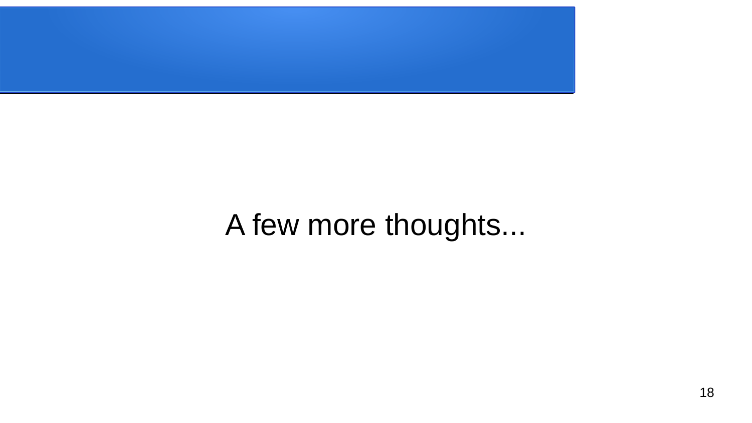A few more thoughts...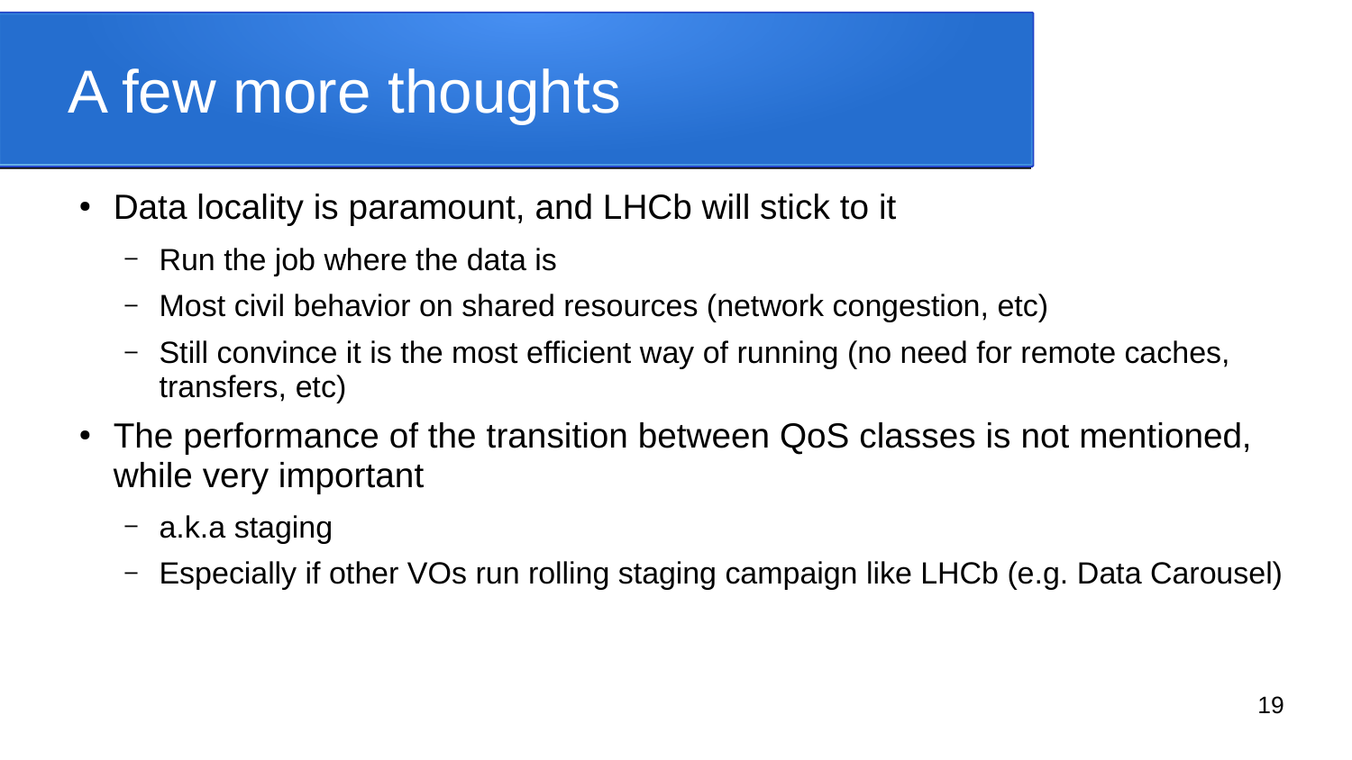# A few more thoughts

- Data locality is paramount, and LHCb will stick to it
  - Run the job where the data is
  - Most civil behavior on shared resources (network congestion, etc)
  - Still convince it is the most efficient way of running (no need for remote caches, transfers, etc)
- The performance of the transition between QoS classes is not mentioned, while very important
  - a.k.a staging
  - Especially if other VOs run rolling staging campaign like LHCb (e.g. Data Carousel)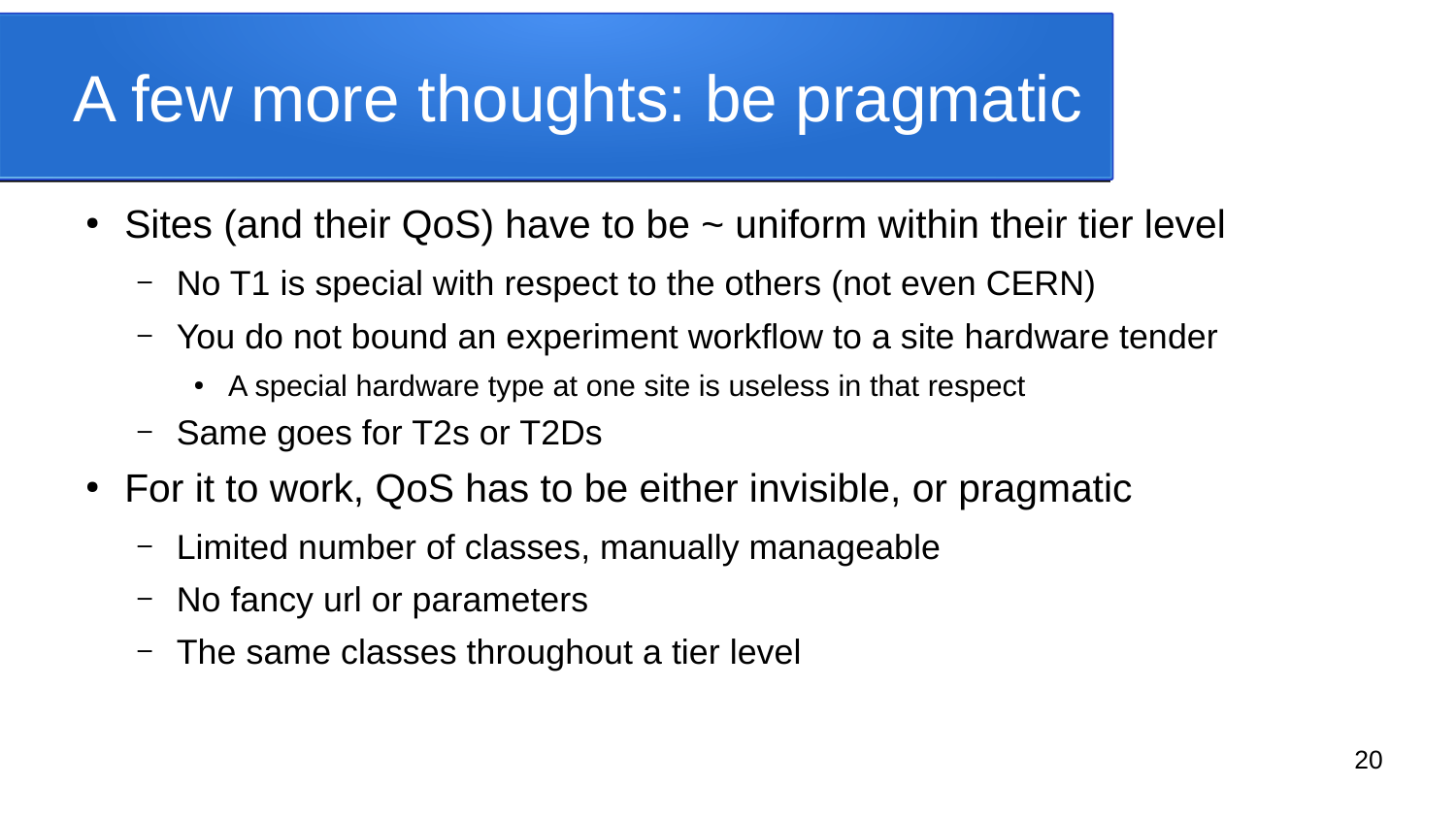# A few more thoughts: be pragmatic

- Sites (and their QoS) have to be ~ uniform within their tier level
  - No T1 is special with respect to the others (not even CERN)
  - You do not bound an experiment workflow to a site hardware tender
    - A special hardware type at one site is useless in that respect
  - Same goes for T2s or T2Ds
- For it to work, QoS has to be either invisible, or pragmatic
  - Limited number of classes, manually manageable
  - No fancy url or parameters
  - The same classes throughout a tier level